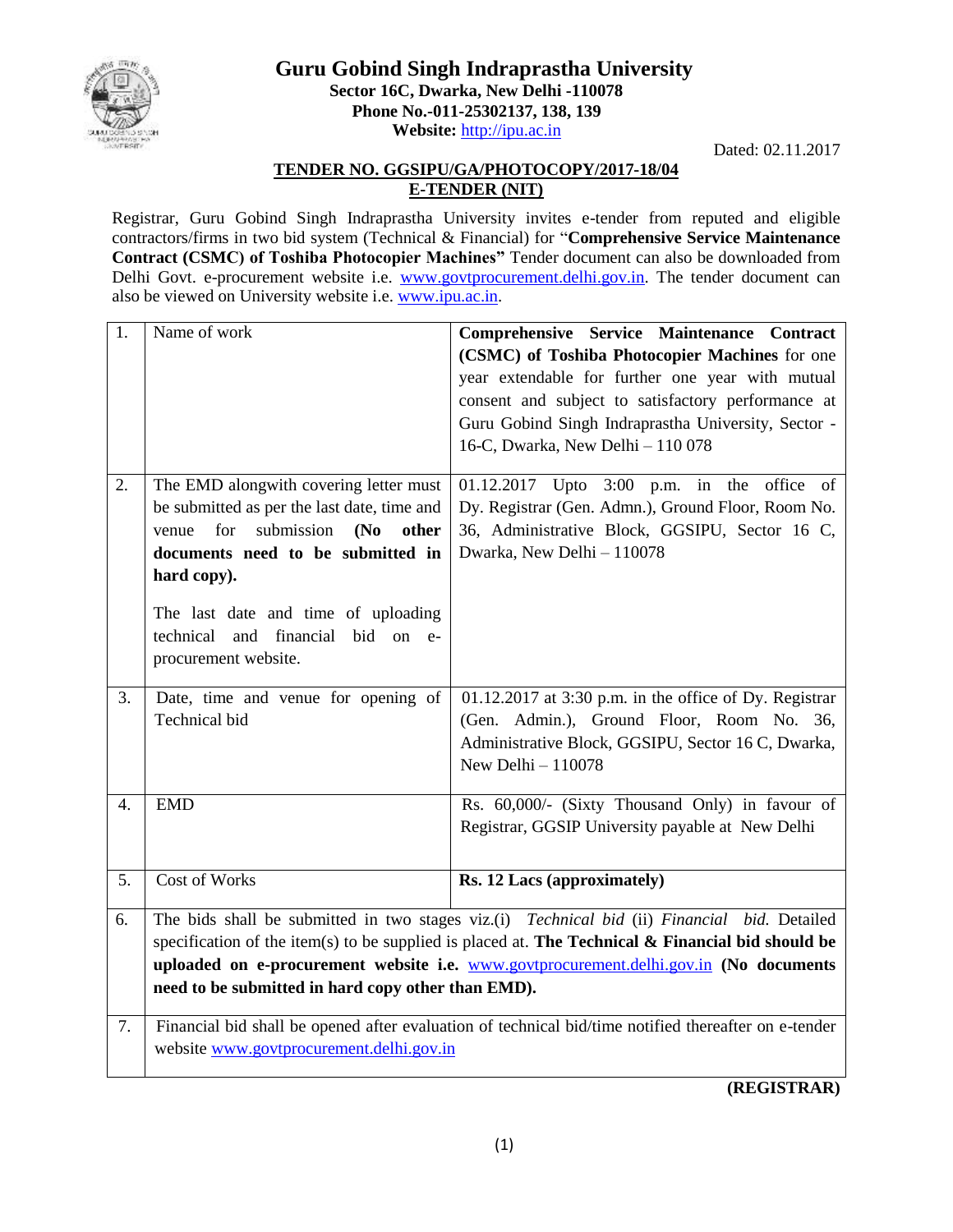# Guru Gobind Singh Indraprastha University

**Sector 16C, Dwarka, New Delhi -110078**
**Phone No.-011-25302137, 138, 139**
**Website:** http://ipu.ac.in

Dated: 02.11.2017

**TENDER NO. GGSIPU/GA/PHOTOCOPY/2017-18/04**
**E-TENDER (NIT)**

Registrar, Guru Gobind Singh Indraprastha University invites e-tender from reputed and eligible contractors/firms in two bid system (Technical & Financial) for "**Comprehensive Service Maintenance Contract (CSMC) of Toshiba Photocopier Machines"** Tender document can also be downloaded from Delhi Govt. e-procurement website i.e. www.govtprocurement.delhi.gov.in. The tender document can also be viewed on University website i.e. www.ipu.ac.in.

| | | |
|---|---|---|
| 1. | Name of work | **Comprehensive Service Maintenance Contract (CSMC) of Toshiba Photocopier Machines** for one year extendable for further one year with mutual consent and subject to satisfactory performance at Guru Gobind Singh Indraprastha University, Sector -16-C, Dwarka, New Delhi – 110 078 |
| 2. | The EMD alongwith covering letter must be submitted as per the last date, time and venue for submission **(No other documents need to be submitted in hard copy).**<br><br>The last date and time of uploading technical and financial bid on e-procurement website. | 01.12.2017 Upto 3:00 p.m. in the office of Dy. Registrar (Gen. Admn.), Ground Floor, Room No. 36, Administrative Block, GGSIPU, Sector 16 C, Dwarka, New Delhi – 110078 |
| 3. | Date, time and venue for opening of Technical bid | 01.12.2017 at 3:30 p.m. in the office of Dy. Registrar (Gen. Admn.), Ground Floor, Room No. 36, Administrative Block, GGSIPU, Sector 16 C, Dwarka, New Delhi – 110078 |
| 4. | EMD | Rs. 60,000/- (Sixty Thousand Only) in favour of Registrar, GGSIP University payable at New Delhi |
| 5. | Cost of Works | **Rs. 12 Lacs (approximately)** |
| 6. | The bids shall be submitted in two stages viz.(i) *Technical bid* (ii) *Financial bid.* Detailed specification of the item(s) to be supplied is placed at. **The Technical & Financial bid should be uploaded on e-procurement website i.e.** www.govtprocurement.delhi.gov.in **(No documents need to be submitted in hard copy other than EMD).** | |
| 7. | Financial bid shall be opened after evaluation of technical bid/time notified thereafter on e-tender website www.govtprocurement.delhi.gov.in | |

**(REGISTRAR)**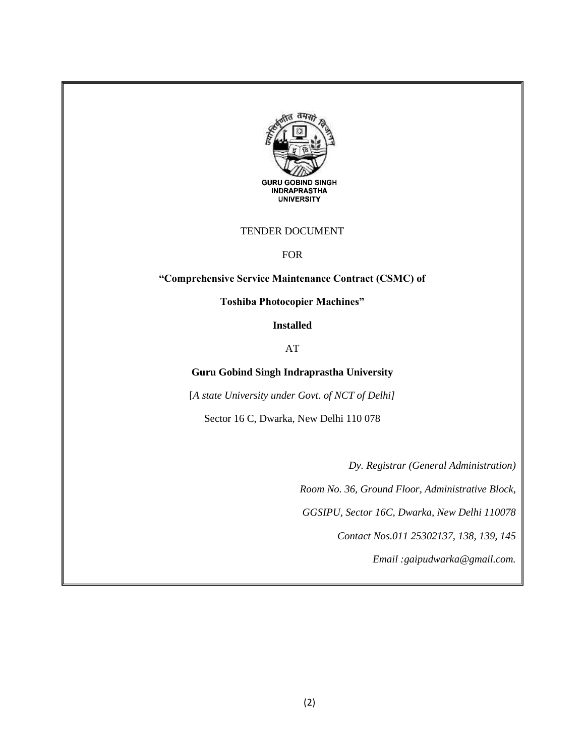GURU GOBIND SINGH INDRAPRASTHA UNIVERSITY

TENDER DOCUMENT

FOR

**"Comprehensive Service Maintenance Contract (CSMC) of**

**Toshiba Photocopier Machines"**

**Installed**

AT

**Guru Gobind Singh Indraprastha University**

[*A state University under Govt. of NCT of Delhi]*

Sector 16 C, Dwarka, New Delhi 110 078

*Dy. Registrar (General Administration)*

*Room No. 36, Ground Floor, Administrative Block,*

*GGSIPU, Sector 16C, Dwarka, New Delhi 110078*

*Contact Nos.011 25302137, 138, 139, 145*

*Email :gaipudwarka@gmail.com.*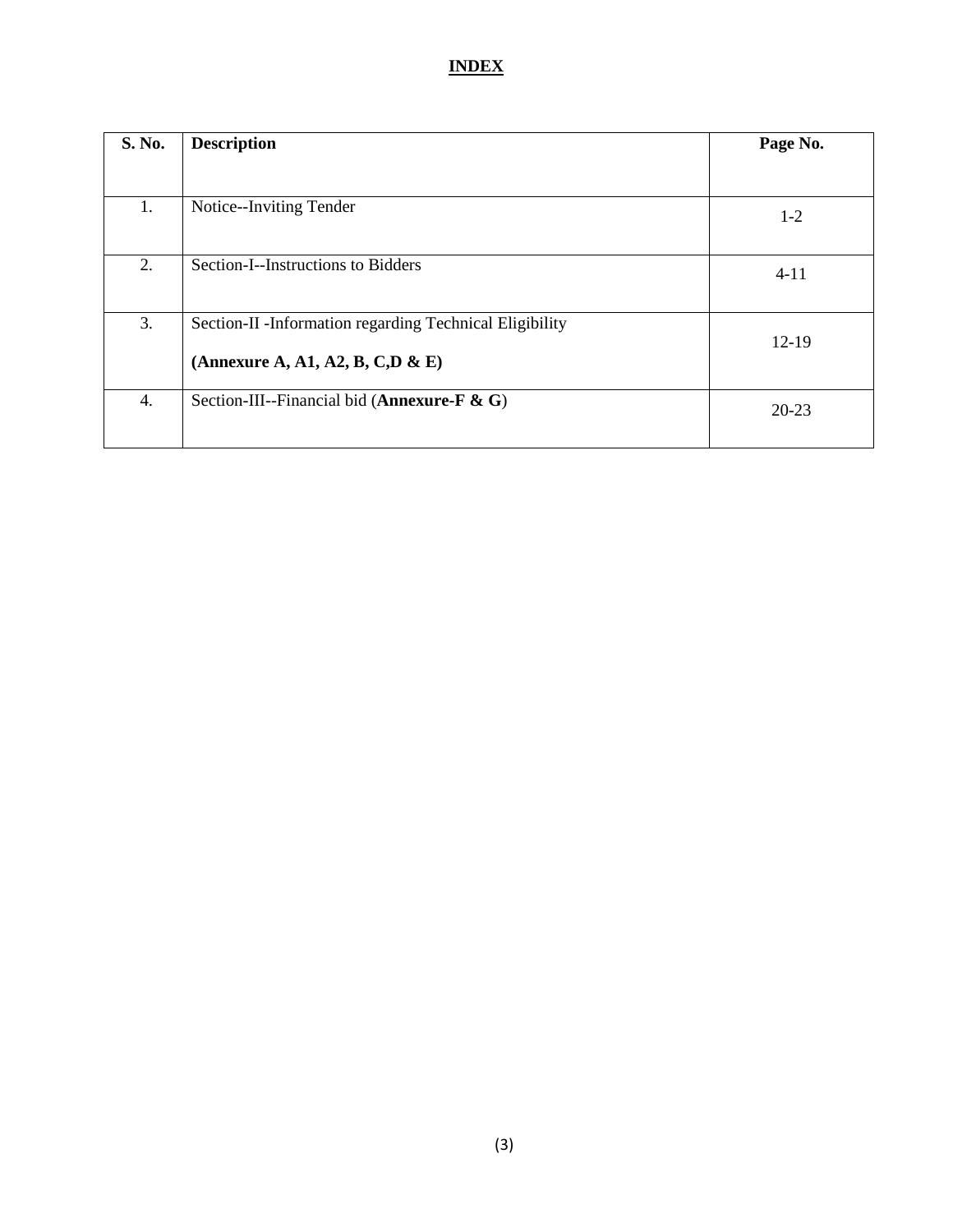# INDEX

| S. No. | Description | Page No. |
|---|---|---|
| 1. | Notice--Inviting Tender | 1-2 |
| 2. | Section-I--Instructions to Bidders | 4-11 |
| 3. | Section-II -Information regarding Technical Eligibility<br>**(Annexure A, A1, A2, B, C,D & E)** | 12-19 |
| 4. | Section-III--Financial bid (**Annexure-F & G**) | 20-23 |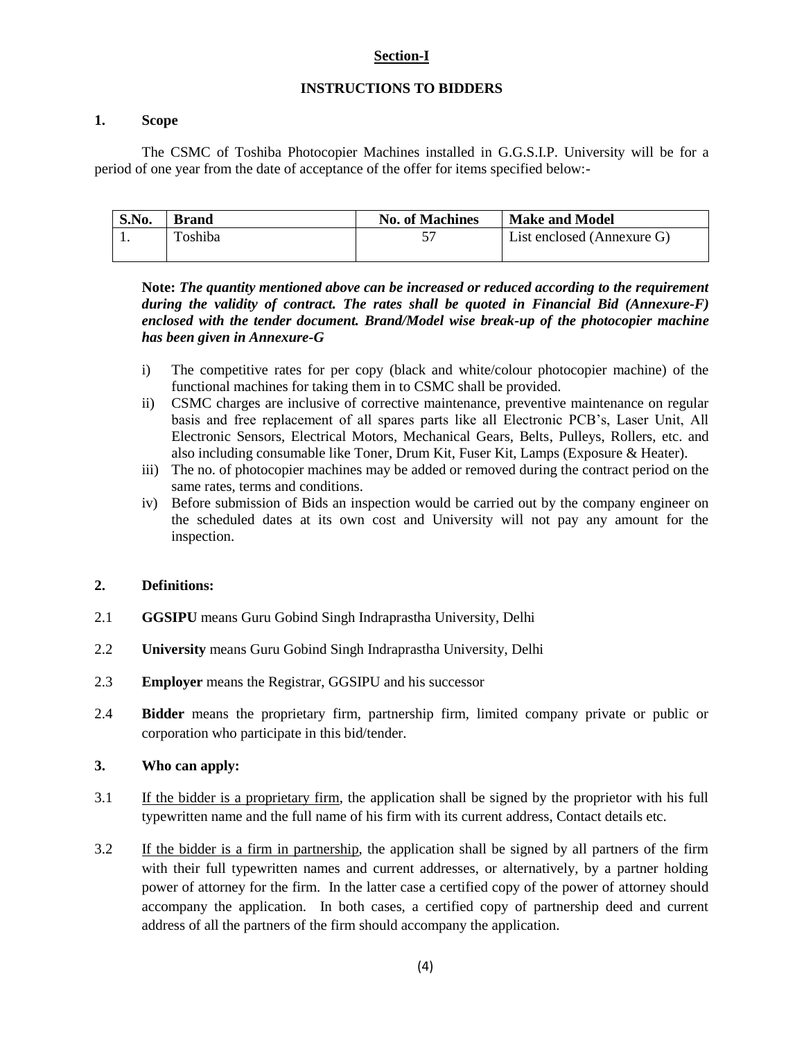## Section-I

## INSTRUCTIONS TO BIDDERS

### 1. Scope

The CSMC of Toshiba Photocopier Machines installed in G.G.S.I.P. University will be for a period of one year from the date of acceptance of the offer for items specified below:-

| S.No. | Brand | No. of Machines | Make and Model |
|---|---|---|---|
| 1. | Toshiba | 57 | List enclosed (Annexure G) |

**Note:** ***The quantity mentioned above can be increased or reduced according to the requirement during the validity of contract. The rates shall be quoted in Financial Bid (Annexure-F) enclosed with the tender document. Brand/Model wise break-up of the photocopier machine has been given in Annexure-G***

i) The competitive rates for per copy (black and white/colour photocopier machine) of the functional machines for taking them in to CSMC shall be provided.

ii) CSMC charges are inclusive of corrective maintenance, preventive maintenance on regular basis and free replacement of all spares parts like all Electronic PCB's, Laser Unit, All Electronic Sensors, Electrical Motors, Mechanical Gears, Belts, Pulleys, Rollers, etc. and also including consumable like Toner, Drum Kit, Fuser Kit, Lamps (Exposure & Heater).

iii) The no. of photocopier machines may be added or removed during the contract period on the same rates, terms and conditions.

iv) Before submission of Bids an inspection would be carried out by the company engineer on the scheduled dates at its own cost and University will not pay any amount for the inspection.

### 2. Definitions:

2.1 **GGSIPU** means Guru Gobind Singh Indraprastha University, Delhi

2.2 **University** means Guru Gobind Singh Indraprastha University, Delhi

2.3 **Employer** means the Registrar, GGSIPU and his successor

2.4 **Bidder** means the proprietary firm, partnership firm, limited company private or public or corporation who participate in this bid/tender.

### 3. Who can apply:

3.1 <u>If the bidder is a proprietary firm</u>, the application shall be signed by the proprietor with his full typewritten name and the full name of his firm with its current address, Contact details etc.

3.2 <u>If the bidder is a firm in partnership</u>, the application shall be signed by all partners of the firm with their full typewritten names and current addresses, or alternatively, by a partner holding power of attorney for the firm. In the latter case a certified copy of the power of attorney should accompany the application. In both cases, a certified copy of partnership deed and current address of all the partners of the firm should accompany the application.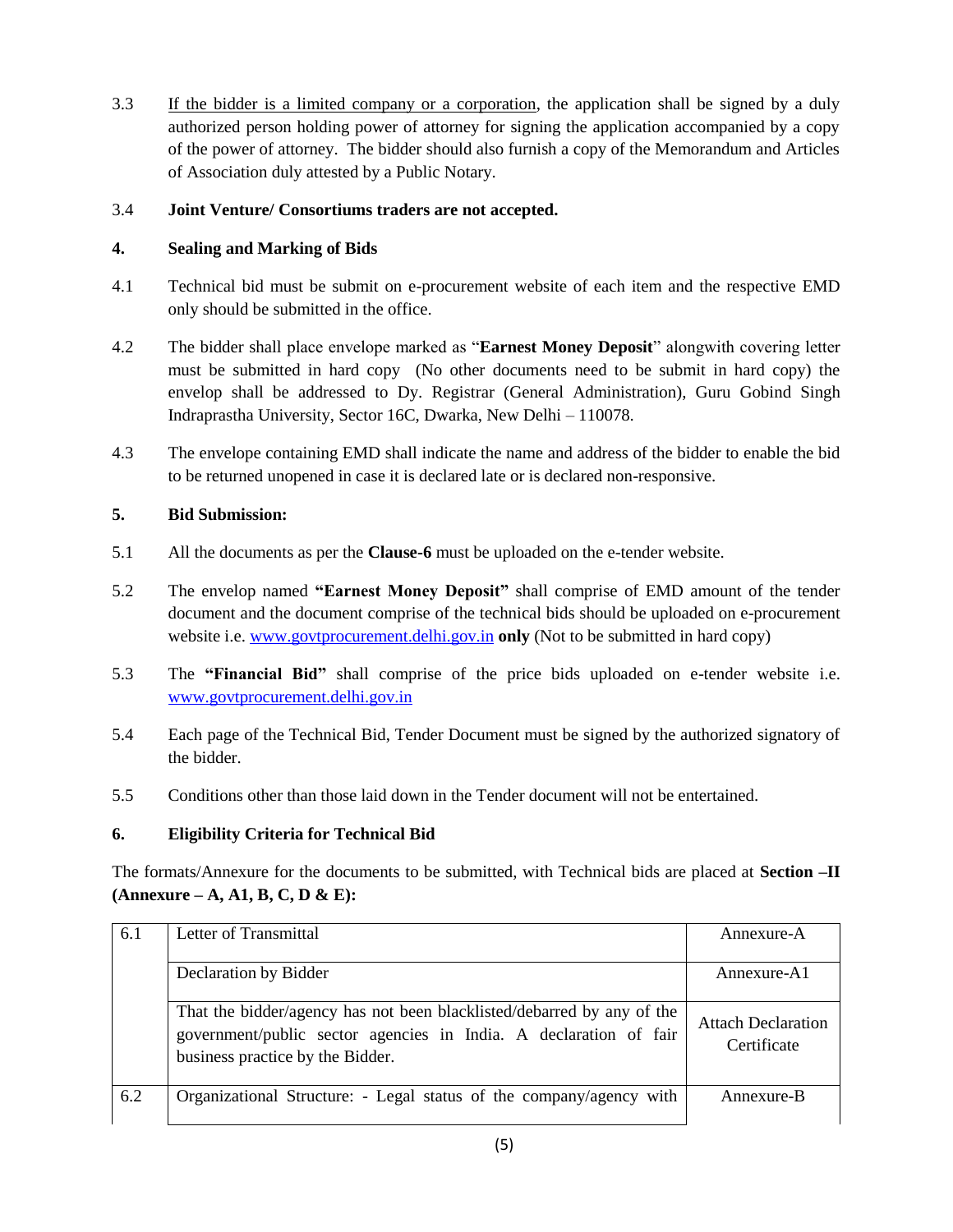3.3 <u>If the bidder is a limited company or a corporation</u>, the application shall be signed by a duly authorized person holding power of attorney for signing the application accompanied by a copy of the power of attorney. The bidder should also furnish a copy of the Memorandum and Articles of Association duly attested by a Public Notary.

3.4 **Joint Venture/ Consortiums traders are not accepted.**

## 4. Sealing and Marking of Bids

4.1 Technical bid must be submit on e-procurement website of each item and the respective EMD only should be submitted in the office.

4.2 The bidder shall place envelope marked as "**Earnest Money Deposit**" alongwith covering letter must be submitted in hard copy (No other documents need to be submit in hard copy) the envelop shall be addressed to Dy. Registrar (General Administration), Guru Gobind Singh Indraprastha University, Sector 16C, Dwarka, New Delhi – 110078.

4.3 The envelope containing EMD shall indicate the name and address of the bidder to enable the bid to be returned unopened in case it is declared late or is declared non-responsive.

## 5. Bid Submission:

5.1 All the documents as per the **Clause-6** must be uploaded on the e-tender website.

5.2 The envelop named **"Earnest Money Deposit"** shall comprise of EMD amount of the tender document and the document comprise of the technical bids should be uploaded on e-procurement website i.e. www.govtprocurement.delhi.gov.in **only** (Not to be submitted in hard copy)

5.3 The **"Financial Bid"** shall comprise of the price bids uploaded on e-tender website i.e. www.govtprocurement.delhi.gov.in

5.4 Each page of the Technical Bid, Tender Document must be signed by the authorized signatory of the bidder.

5.5 Conditions other than those laid down in the Tender document will not be entertained.

## 6. Eligibility Criteria for Technical Bid

The formats/Annexure for the documents to be submitted, with Technical bids are placed at **Section –II (Annexure – A, A1, B, C, D & E):**

| | | |
|---|---|---|
| 6.1 | Letter of Transmittal | Annexure-A |
| | Declaration by Bidder | Annexure-A1 |
| | That the bidder/agency has not been blacklisted/debarred by any of the government/public sector agencies in India. A declaration of fair business practice by the Bidder. | Attach Declaration Certificate |
| 6.2 | Organizational Structure: - Legal status of the company/agency with | Annexure-B |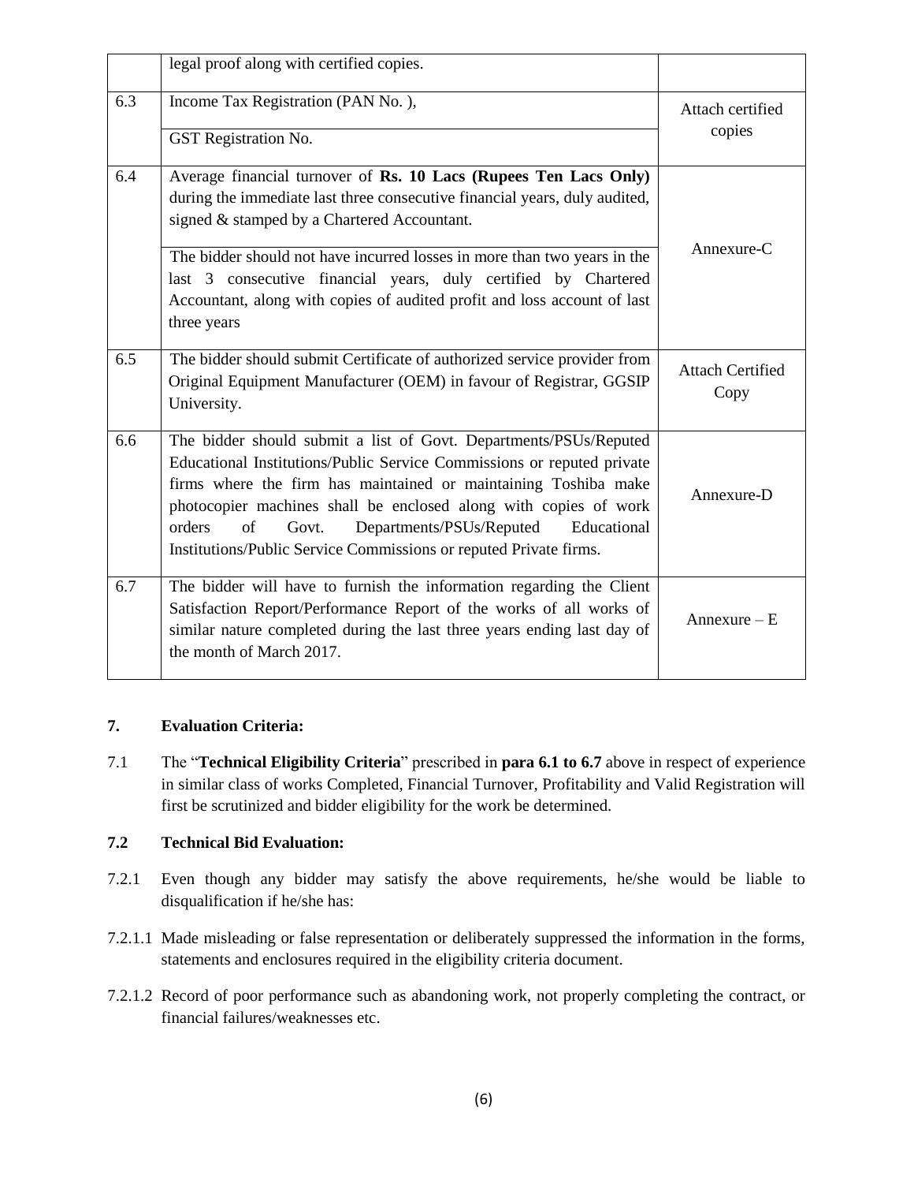| | | |
|---|---|---|
| | legal proof along with certified copies. | |
| 6.3 | Income Tax Registration (PAN No. ),<br><br>GST Registration No. | Attach certified copies |
| 6.4 | Average financial turnover of **Rs. 10 Lacs (Rupees Ten Lacs Only)** during the immediate last three consecutive financial years, duly audited, signed & stamped by a Chartered Accountant.<br><br>The bidder should not have incurred losses in more than two years in the last 3 consecutive financial years, duly certified by Chartered Accountant, along with copies of audited profit and loss account of last three years | Annexure-C |
| 6.5 | The bidder should submit Certificate of authorized service provider from Original Equipment Manufacturer (OEM) in favour of Registrar, GGSIP University. | Attach Certified Copy |
| 6.6 | The bidder should submit a list of Govt. Departments/PSUs/Reputed Educational Institutions/Public Service Commissions or reputed private firms where the firm has maintained or maintaining Toshiba make photocopier machines shall be enclosed along with copies of work orders of Govt. Departments/PSUs/Reputed Educational Institutions/Public Service Commissions or reputed Private firms. | Annexure-D |
| 6.7 | The bidder will have to furnish the information regarding the Client Satisfaction Report/Performance Report of the works of all works of similar nature completed during the last three years ending last day of the month of March 2017. | Annexure – E |

**7. Evaluation Criteria:**

7.1 The "**Technical Eligibility Criteria**" prescribed in **para 6.1 to 6.7** above in respect of experience in similar class of works Completed, Financial Turnover, Profitability and Valid Registration will first be scrutinized and bidder eligibility for the work be determined.

**7.2 Technical Bid Evaluation:**

7.2.1 Even though any bidder may satisfy the above requirements, he/she would be liable to disqualification if he/she has:

7.2.1.1 Made misleading or false representation or deliberately suppressed the information in the forms, statements and enclosures required in the eligibility criteria document.

7.2.1.2 Record of poor performance such as abandoning work, not properly completing the contract, or financial failures/weaknesses etc.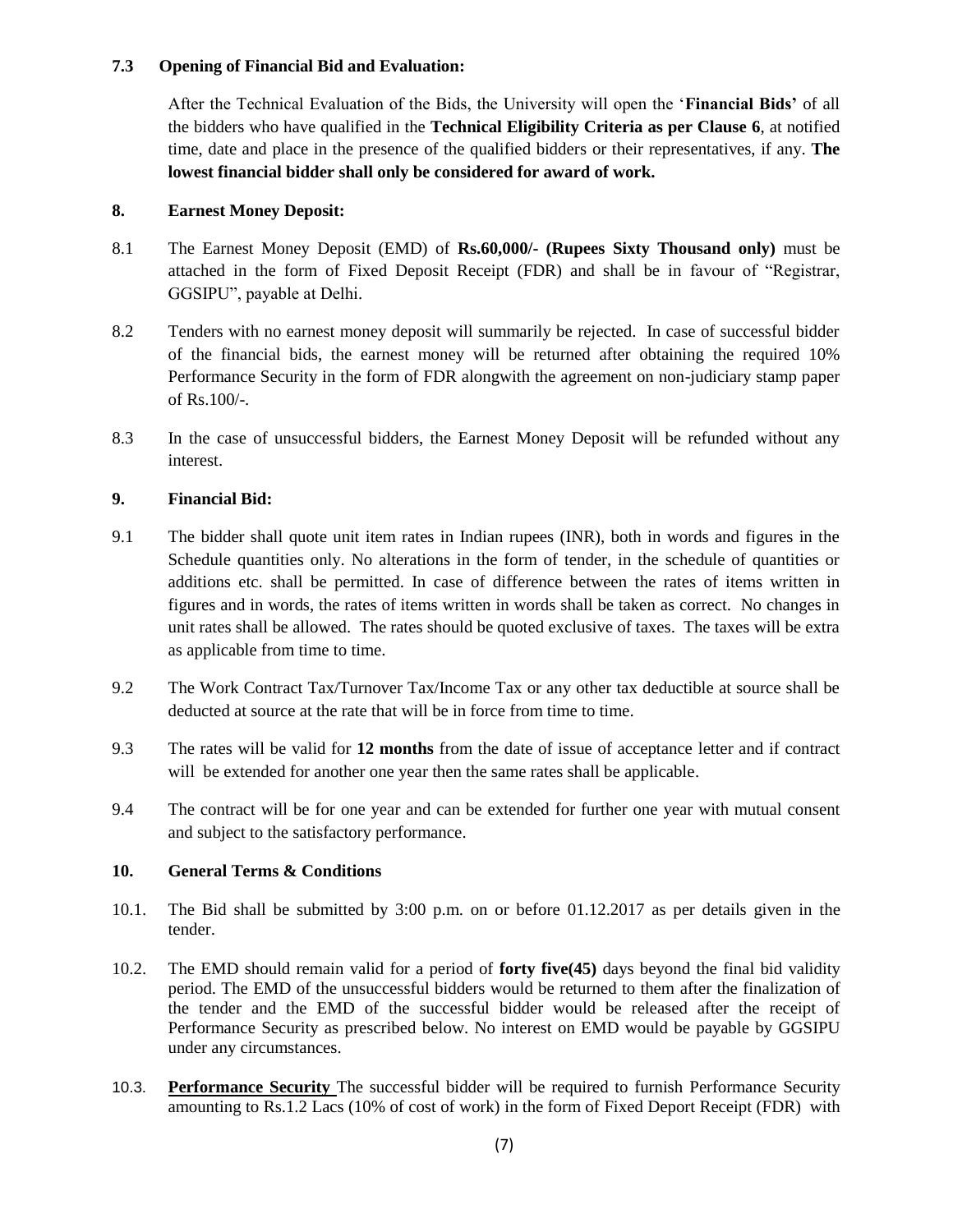**7.3 Opening of Financial Bid and Evaluation:**

After the Technical Evaluation of the Bids, the University will open the '**Financial Bids'** of all the bidders who have qualified in the **Technical Eligibility Criteria as per Clause 6**, at notified time, date and place in the presence of the qualified bidders or their representatives, if any. **The lowest financial bidder shall only be considered for award of work.**

**8. Earnest Money Deposit:**

8.1 The Earnest Money Deposit (EMD) of **Rs.60,000/- (Rupees Sixty Thousand only)** must be attached in the form of Fixed Deposit Receipt (FDR) and shall be in favour of "Registrar, GGSIPU", payable at Delhi.

8.2 Tenders with no earnest money deposit will summarily be rejected. In case of successful bidder of the financial bids, the earnest money will be returned after obtaining the required 10% Performance Security in the form of FDR alongwith the agreement on non-judiciary stamp paper of Rs.100/-.

8.3 In the case of unsuccessful bidders, the Earnest Money Deposit will be refunded without any interest.

**9. Financial Bid:**

9.1 The bidder shall quote unit item rates in Indian rupees (INR), both in words and figures in the Schedule quantities only. No alterations in the form of tender, in the schedule of quantities or additions etc. shall be permitted. In case of difference between the rates of items written in figures and in words, the rates of items written in words shall be taken as correct. No changes in unit rates shall be allowed. The rates should be quoted exclusive of taxes. The taxes will be extra as applicable from time to time.

9.2 The Work Contract Tax/Turnover Tax/Income Tax or any other tax deductible at source shall be deducted at source at the rate that will be in force from time to time.

9.3 The rates will be valid for **12 months** from the date of issue of acceptance letter and if contract will be extended for another one year then the same rates shall be applicable.

9.4 The contract will be for one year and can be extended for further one year with mutual consent and subject to the satisfactory performance.

**10. General Terms & Conditions**

10.1. The Bid shall be submitted by 3:00 p.m. on or before 01.12.2017 as per details given in the tender.

10.2. The EMD should remain valid for a period of **forty five(45)** days beyond the final bid validity period. The EMD of the unsuccessful bidders would be returned to them after the finalization of the tender and the EMD of the successful bidder would be released after the receipt of Performance Security as prescribed below. No interest on EMD would be payable by GGSIPU under any circumstances.

10.3. **Performance Security** The successful bidder will be required to furnish Performance Security amounting to Rs.1.2 Lacs (10% of cost of work) in the form of Fixed Deport Receipt (FDR) with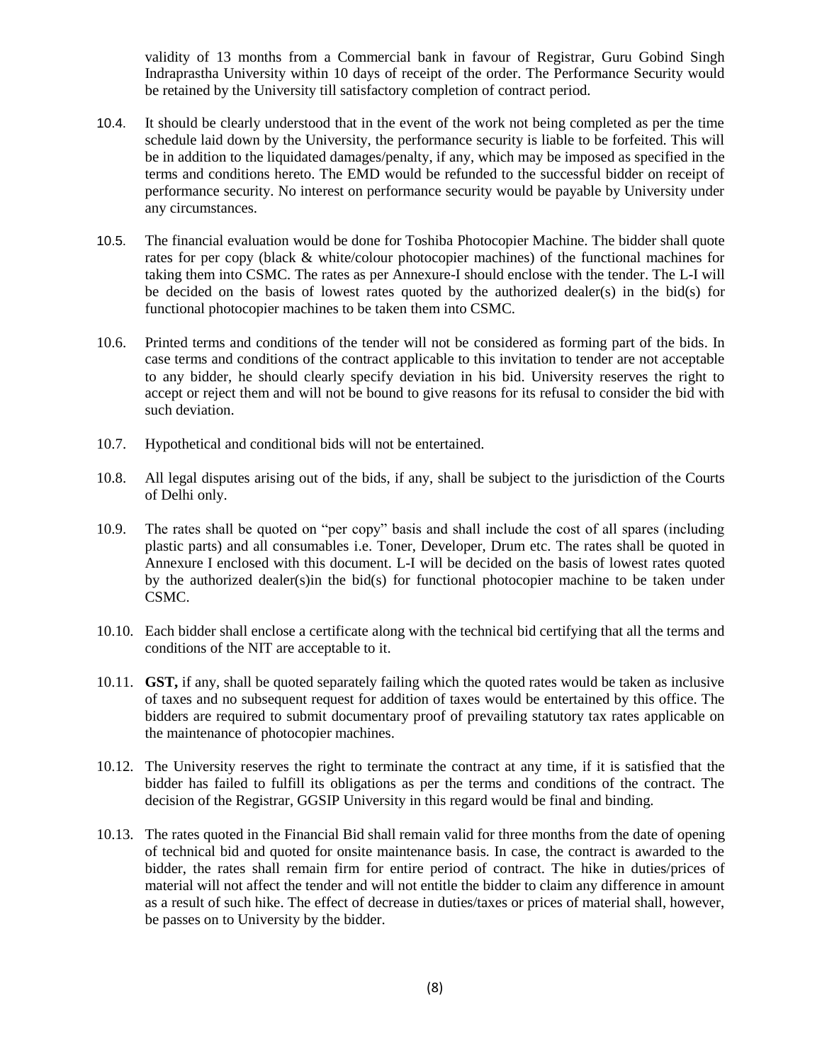validity of 13 months from a Commercial bank in favour of Registrar, Guru Gobind Singh Indraprastha University within 10 days of receipt of the order. The Performance Security would be retained by the University till satisfactory completion of contract period.

10.4. It should be clearly understood that in the event of the work not being completed as per the time schedule laid down by the University, the performance security is liable to be forfeited. This will be in addition to the liquidated damages/penalty, if any, which may be imposed as specified in the terms and conditions hereto. The EMD would be refunded to the successful bidder on receipt of performance security. No interest on performance security would be payable by University under any circumstances.

10.5. The financial evaluation would be done for Toshiba Photocopier Machine. The bidder shall quote rates for per copy (black & white/colour photocopier machines) of the functional machines for taking them into CSMC. The rates as per Annexure-I should enclose with the tender. The L-I will be decided on the basis of lowest rates quoted by the authorized dealer(s) in the bid(s) for functional photocopier machines to be taken them into CSMC.

10.6. Printed terms and conditions of the tender will not be considered as forming part of the bids. In case terms and conditions of the contract applicable to this invitation to tender are not acceptable to any bidder, he should clearly specify deviation in his bid. University reserves the right to accept or reject them and will not be bound to give reasons for its refusal to consider the bid with such deviation.

10.7. Hypothetical and conditional bids will not be entertained.

10.8. All legal disputes arising out of the bids, if any, shall be subject to the jurisdiction of the Courts of Delhi only.

10.9. The rates shall be quoted on "per copy" basis and shall include the cost of all spares (including plastic parts) and all consumables i.e. Toner, Developer, Drum etc. The rates shall be quoted in Annexure I enclosed with this document. L-I will be decided on the basis of lowest rates quoted by the authorized dealer(s)in the bid(s) for functional photocopier machine to be taken under CSMC.

10.10. Each bidder shall enclose a certificate along with the technical bid certifying that all the terms and conditions of the NIT are acceptable to it.

10.11. **GST,** if any, shall be quoted separately failing which the quoted rates would be taken as inclusive of taxes and no subsequent request for addition of taxes would be entertained by this office. The bidders are required to submit documentary proof of prevailing statutory tax rates applicable on the maintenance of photocopier machines.

10.12. The University reserves the right to terminate the contract at any time, if it is satisfied that the bidder has failed to fulfill its obligations as per the terms and conditions of the contract. The decision of the Registrar, GGSIP University in this regard would be final and binding.

10.13. The rates quoted in the Financial Bid shall remain valid for three months from the date of opening of technical bid and quoted for onsite maintenance basis. In case, the contract is awarded to the bidder, the rates shall remain firm for entire period of contract. The hike in duties/prices of material will not affect the tender and will not entitle the bidder to claim any difference in amount as a result of such hike. The effect of decrease in duties/taxes or prices of material shall, however, be passes on to University by the bidder.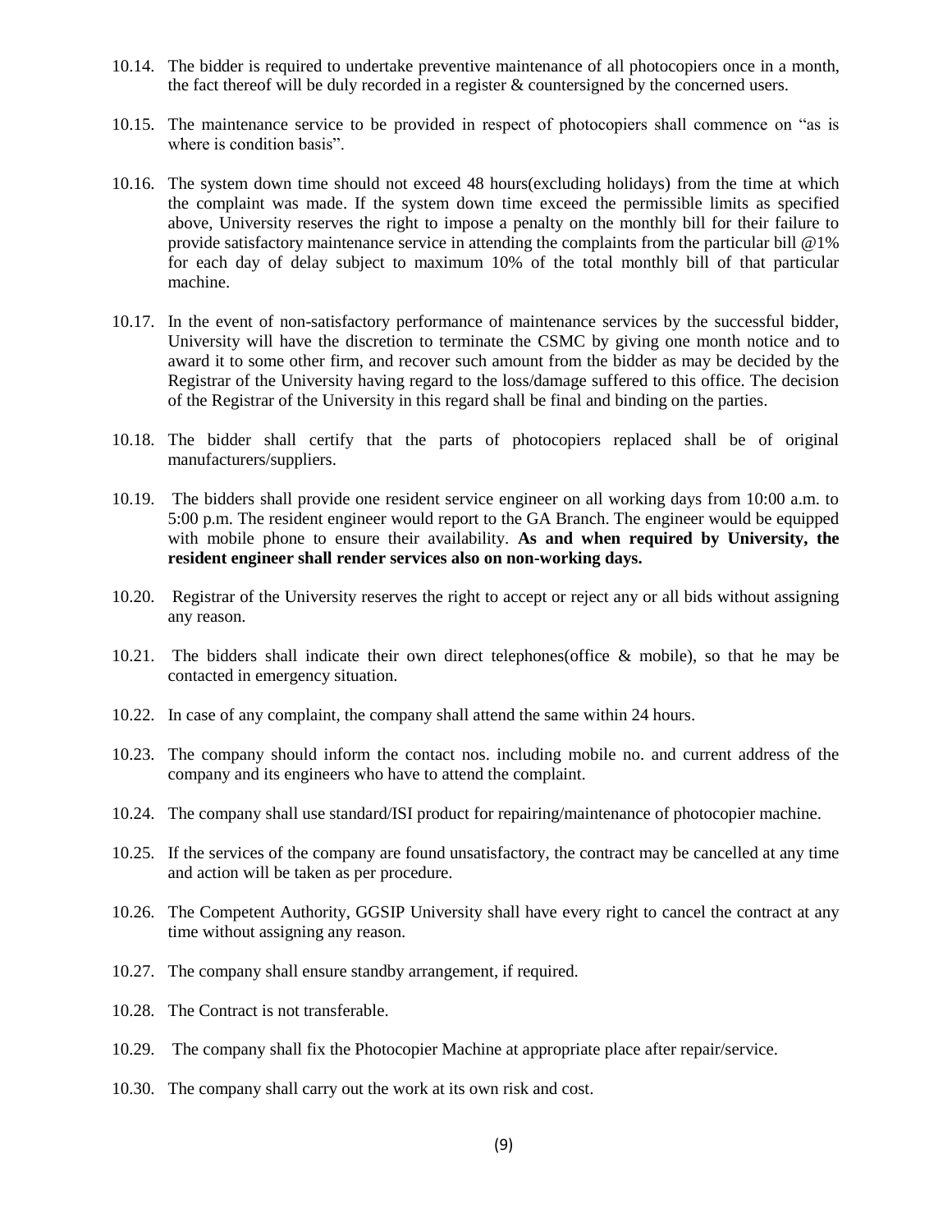10.14. The bidder is required to undertake preventive maintenance of all photocopiers once in a month, the fact thereof will be duly recorded in a register & countersigned by the concerned users.

10.15. The maintenance service to be provided in respect of photocopiers shall commence on "as is where is condition basis".

10.16. The system down time should not exceed 48 hours(excluding holidays) from the time at which the complaint was made. If the system down time exceed the permissible limits as specified above, University reserves the right to impose a penalty on the monthly bill for their failure to provide satisfactory maintenance service in attending the complaints from the particular bill @1% for each day of delay subject to maximum 10% of the total monthly bill of that particular machine.

10.17. In the event of non-satisfactory performance of maintenance services by the successful bidder, University will have the discretion to terminate the CSMC by giving one month notice and to award it to some other firm, and recover such amount from the bidder as may be decided by the Registrar of the University having regard to the loss/damage suffered to this office. The decision of the Registrar of the University in this regard shall be final and binding on the parties.

10.18. The bidder shall certify that the parts of photocopiers replaced shall be of original manufacturers/suppliers.

10.19. The bidders shall provide one resident service engineer on all working days from 10:00 a.m. to 5:00 p.m. The resident engineer would report to the GA Branch. The engineer would be equipped with mobile phone to ensure their availability. **As and when required by University, the resident engineer shall render services also on non-working days.**

10.20. Registrar of the University reserves the right to accept or reject any or all bids without assigning any reason.

10.21. The bidders shall indicate their own direct telephones(office & mobile), so that he may be contacted in emergency situation.

10.22. In case of any complaint, the company shall attend the same within 24 hours.

10.23. The company should inform the contact nos. including mobile no. and current address of the company and its engineers who have to attend the complaint.

10.24. The company shall use standard/ISI product for repairing/maintenance of photocopier machine.

10.25. If the services of the company are found unsatisfactory, the contract may be cancelled at any time and action will be taken as per procedure.

10.26. The Competent Authority, GGSIP University shall have every right to cancel the contract at any time without assigning any reason.

10.27. The company shall ensure standby arrangement, if required.

10.28. The Contract is not transferable.

10.29. The company shall fix the Photocopier Machine at appropriate place after repair/service.

10.30. The company shall carry out the work at its own risk and cost.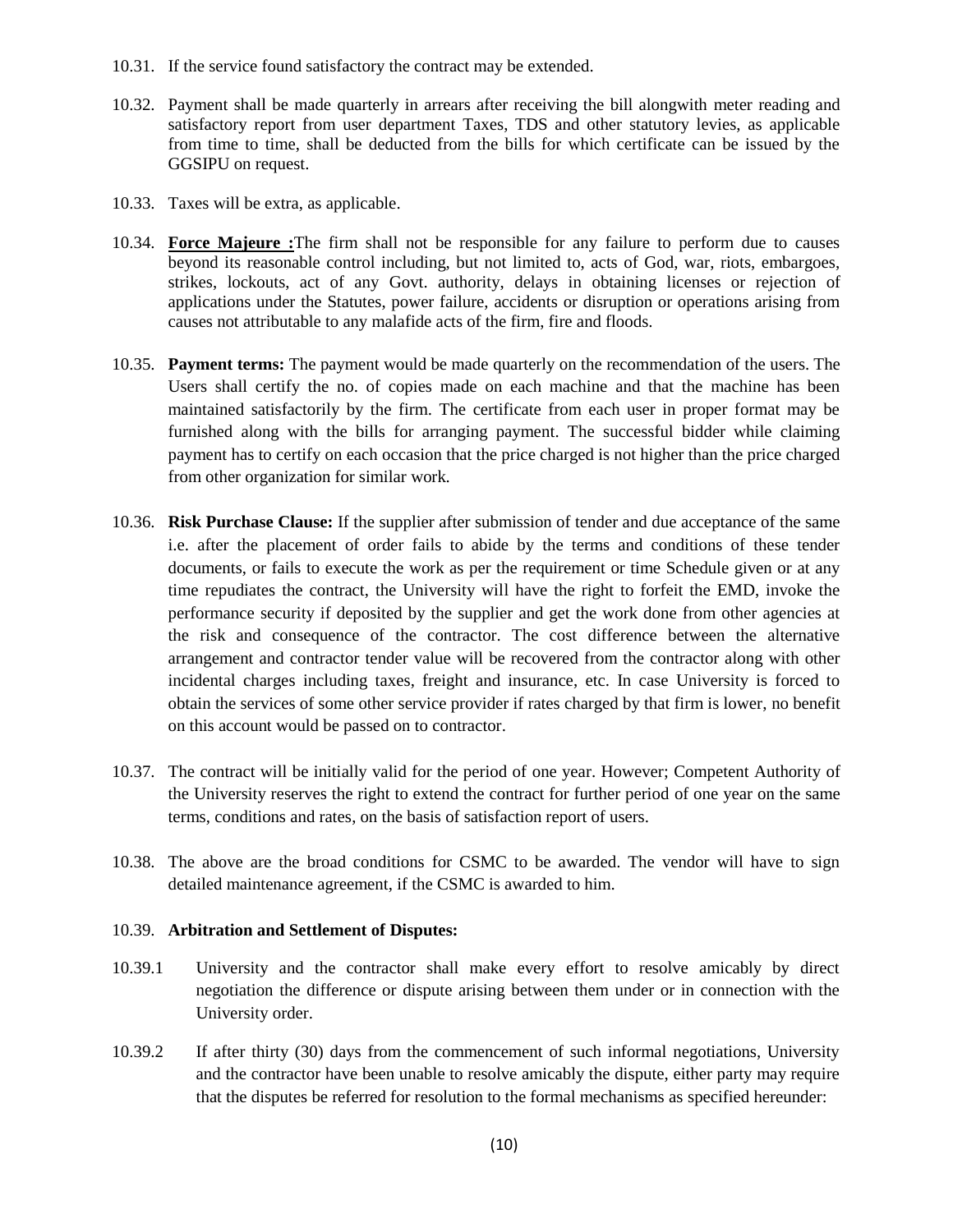10.31. If the service found satisfactory the contract may be extended.

10.32. Payment shall be made quarterly in arrears after receiving the bill alongwith meter reading and satisfactory report from user department Taxes, TDS and other statutory levies, as applicable from time to time, shall be deducted from the bills for which certificate can be issued by the GGSIPU on request.

10.33. Taxes will be extra, as applicable.

10.34. **Force Majeure :**The firm shall not be responsible for any failure to perform due to causes beyond its reasonable control including, but not limited to, acts of God, war, riots, embargoes, strikes, lockouts, act of any Govt. authority, delays in obtaining licenses or rejection of applications under the Statutes, power failure, accidents or disruption or operations arising from causes not attributable to any malafide acts of the firm, fire and floods.

10.35. **Payment terms:** The payment would be made quarterly on the recommendation of the users. The Users shall certify the no. of copies made on each machine and that the machine has been maintained satisfactorily by the firm. The certificate from each user in proper format may be furnished along with the bills for arranging payment. The successful bidder while claiming payment has to certify on each occasion that the price charged is not higher than the price charged from other organization for similar work.

10.36. **Risk Purchase Clause:** If the supplier after submission of tender and due acceptance of the same i.e. after the placement of order fails to abide by the terms and conditions of these tender documents, or fails to execute the work as per the requirement or time Schedule given or at any time repudiates the contract, the University will have the right to forfeit the EMD, invoke the performance security if deposited by the supplier and get the work done from other agencies at the risk and consequence of the contractor. The cost difference between the alternative arrangement and contractor tender value will be recovered from the contractor along with other incidental charges including taxes, freight and insurance, etc. In case University is forced to obtain the services of some other service provider if rates charged by that firm is lower, no benefit on this account would be passed on to contractor.

10.37. The contract will be initially valid for the period of one year. However; Competent Authority of the University reserves the right to extend the contract for further period of one year on the same terms, conditions and rates, on the basis of satisfaction report of users.

10.38. The above are the broad conditions for CSMC to be awarded. The vendor will have to sign detailed maintenance agreement, if the CSMC is awarded to him.

10.39. **Arbitration and Settlement of Disputes:**

10.39.1 University and the contractor shall make every effort to resolve amicably by direct negotiation the difference or dispute arising between them under or in connection with the University order.

10.39.2 If after thirty (30) days from the commencement of such informal negotiations, University and the contractor have been unable to resolve amicably the dispute, either party may require that the disputes be referred for resolution to the formal mechanisms as specified hereunder: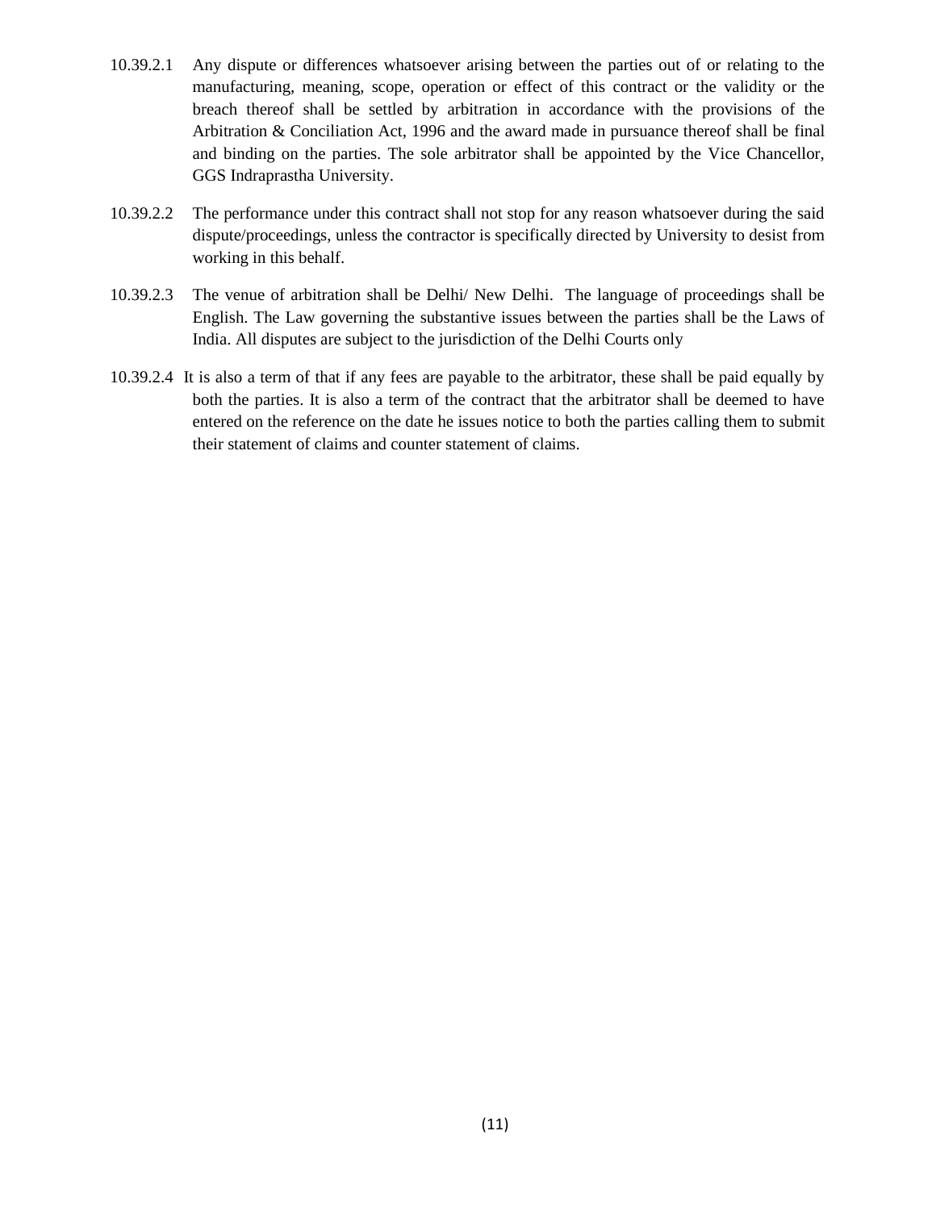10.39.2.1 Any dispute or differences whatsoever arising between the parties out of or relating to the manufacturing, meaning, scope, operation or effect of this contract or the validity or the breach thereof shall be settled by arbitration in accordance with the provisions of the Arbitration & Conciliation Act, 1996 and the award made in pursuance thereof shall be final and binding on the parties. The sole arbitrator shall be appointed by the Vice Chancellor, GGS Indraprastha University.

10.39.2.2 The performance under this contract shall not stop for any reason whatsoever during the said dispute/proceedings, unless the contractor is specifically directed by University to desist from working in this behalf.

10.39.2.3 The venue of arbitration shall be Delhi/ New Delhi. The language of proceedings shall be English. The Law governing the substantive issues between the parties shall be the Laws of India. All disputes are subject to the jurisdiction of the Delhi Courts only

10.39.2.4 It is also a term of that if any fees are payable to the arbitrator, these shall be paid equally by both the parties. It is also a term of the contract that the arbitrator shall be deemed to have entered on the reference on the date he issues notice to both the parties calling them to submit their statement of claims and counter statement of claims.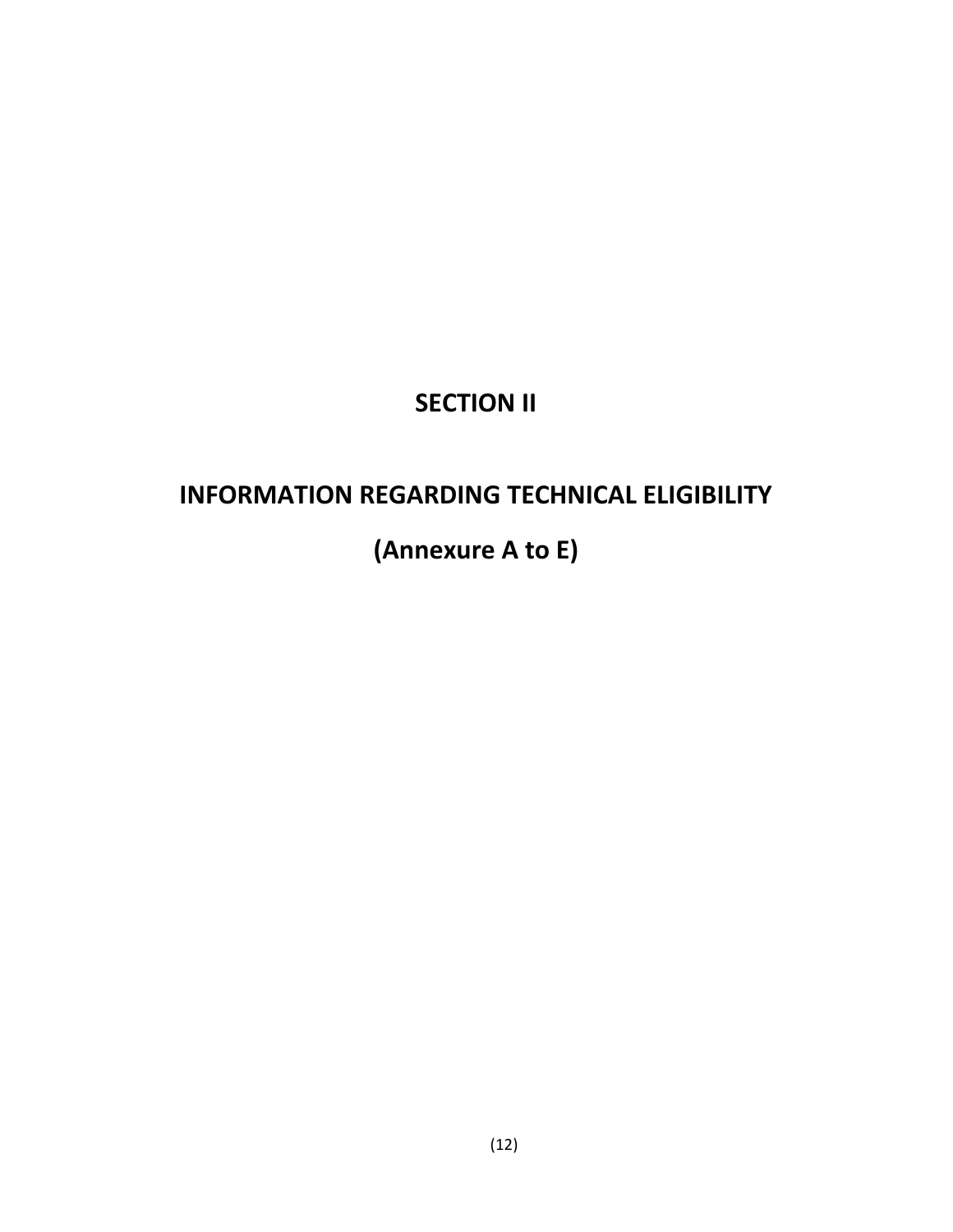# SECTION II

# INFORMATION REGARDING TECHNICAL ELIGIBILITY

# (Annexure A to E)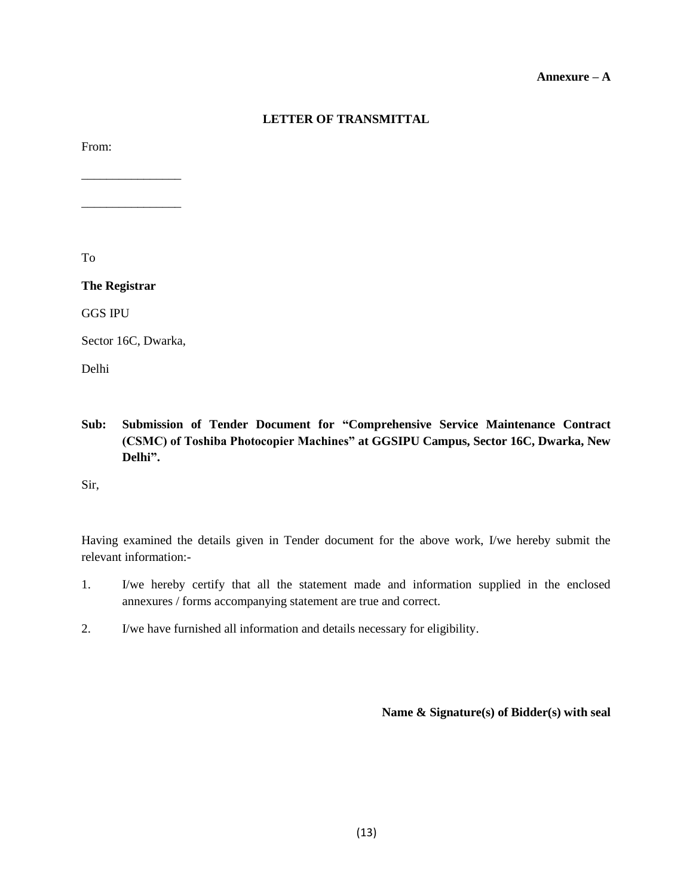**Annexure – A**

**LETTER OF TRANSMITTAL**

From:

________________

________________

To

**The Registrar**

GGS IPU

Sector 16C, Dwarka,

Delhi

**Sub: Submission of Tender Document for "Comprehensive Service Maintenance Contract (CSMC) of Toshiba Photocopier Machines" at GGSIPU Campus, Sector 16C, Dwarka, New Delhi".**

Sir,

Having examined the details given in Tender document for the above work, I/we hereby submit the relevant information:-

1. I/we hereby certify that all the statement made and information supplied in the enclosed annexures / forms accompanying statement are true and correct.

2. I/we have furnished all information and details necessary for eligibility.

**Name & Signature(s) of Bidder(s) with seal**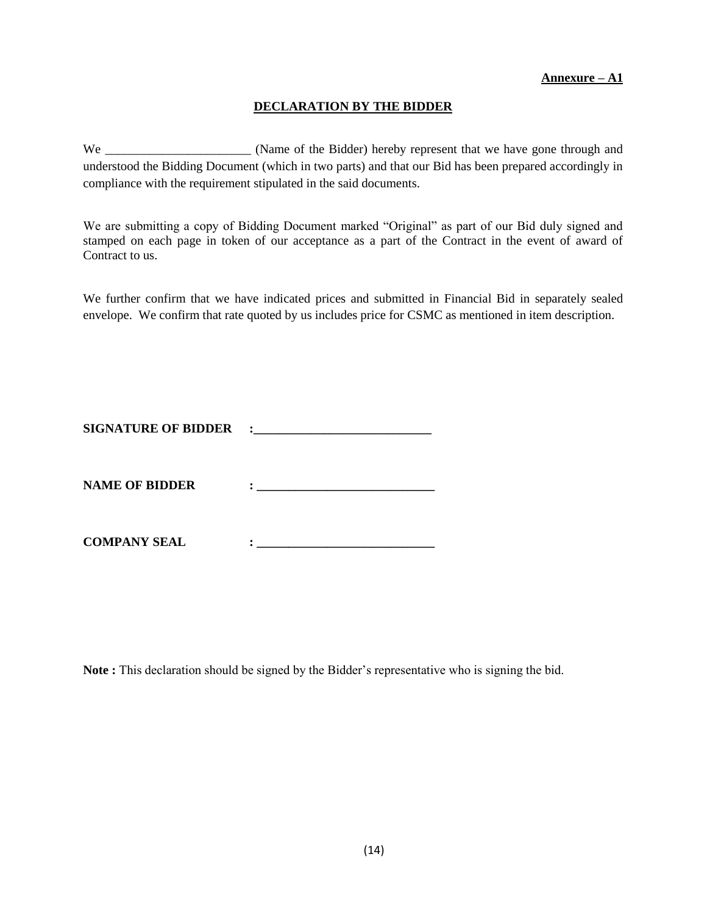**Annexure – A1**

## DECLARATION BY THE BIDDER

We _______________________ (Name of the Bidder) hereby represent that we have gone through and understood the Bidding Document (which in two parts) and that our Bid has been prepared accordingly in compliance with the requirement stipulated in the said documents.

We are submitting a copy of Bidding Document marked “Original” as part of our Bid duly signed and stamped on each page in token of our acceptance as a part of the Contract in the event of award of Contract to us.

We further confirm that we have indicated prices and submitted in Financial Bid in separately sealed envelope. We confirm that rate quoted by us includes price for CSMC as mentioned in item description.

**SIGNATURE OF BIDDER :____________________________**

**NAME OF BIDDER : ____________________________**

**COMPANY SEAL : ____________________________**

**Note :** This declaration should be signed by the Bidder’s representative who is signing the bid.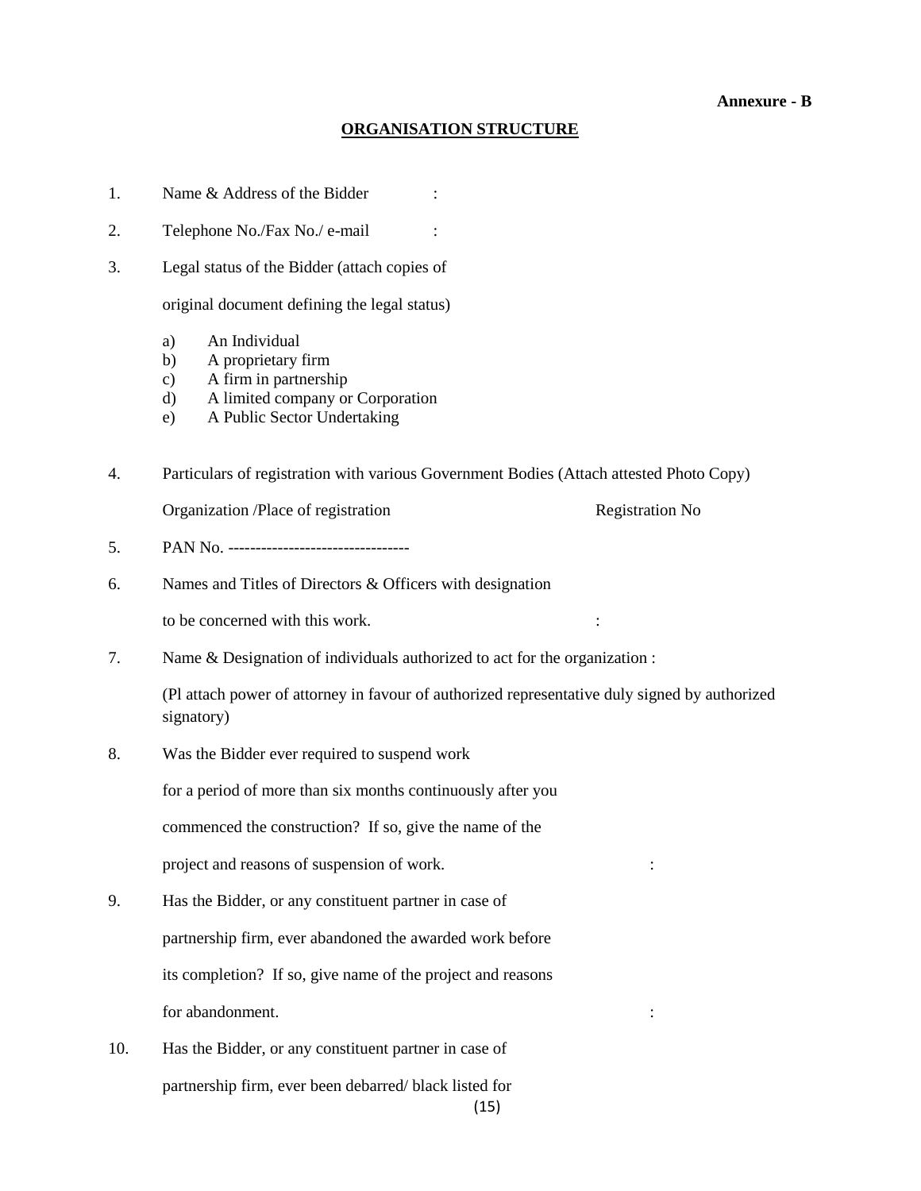**Annexure - B**

## ORGANISATION STRUCTURE

1. Name & Address of the Bidder :

2. Telephone No./Fax No./ e-mail :

3. Legal status of the Bidder (attach copies of original document defining the legal status)

   a) An Individual
   b) A proprietary firm
   c) A firm in partnership
   d) A limited company or Corporation
   e) A Public Sector Undertaking

4. Particulars of registration with various Government Bodies (Attach attested Photo Copy)

   Organization /Place of registration Registration No

5. PAN No. ---------------------------------

6. Names and Titles of Directors & Officers with designation to be concerned with this work. :

7. Name & Designation of individuals authorized to act for the organization :

   (Pl attach power of attorney in favour of authorized representative duly signed by authorized signatory)

8. Was the Bidder ever required to suspend work for a period of more than six months continuously after you commenced the construction? If so, give the name of the project and reasons of suspension of work. :

9. Has the Bidder, or any constituent partner in case of partnership firm, ever abandoned the awarded work before its completion? If so, give name of the project and reasons for abandonment. :

10. Has the Bidder, or any constituent partner in case of partnership firm, ever been debarred/ black listed for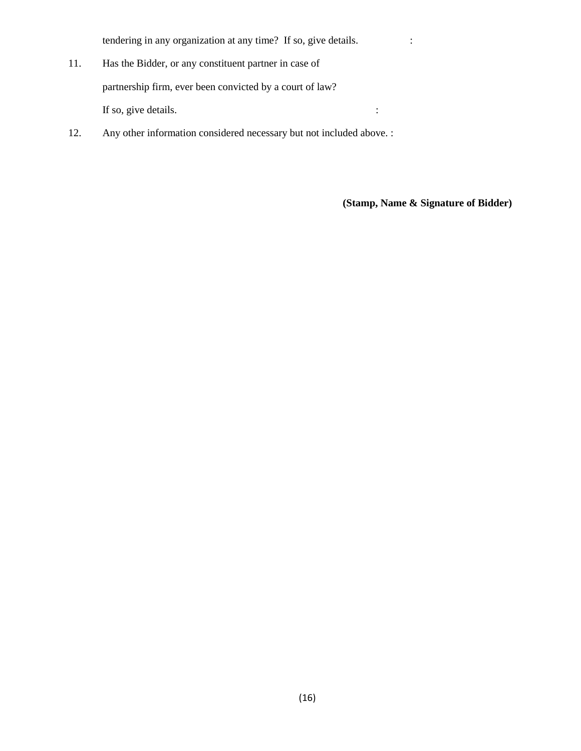tendering in any organization at any time? If so, give details. :

11. Has the Bidder, or any constituent partner in case of partnership firm, ever been convicted by a court of law? If so, give details. :

12. Any other information considered necessary but not included above. :

**(Stamp, Name & Signature of Bidder)**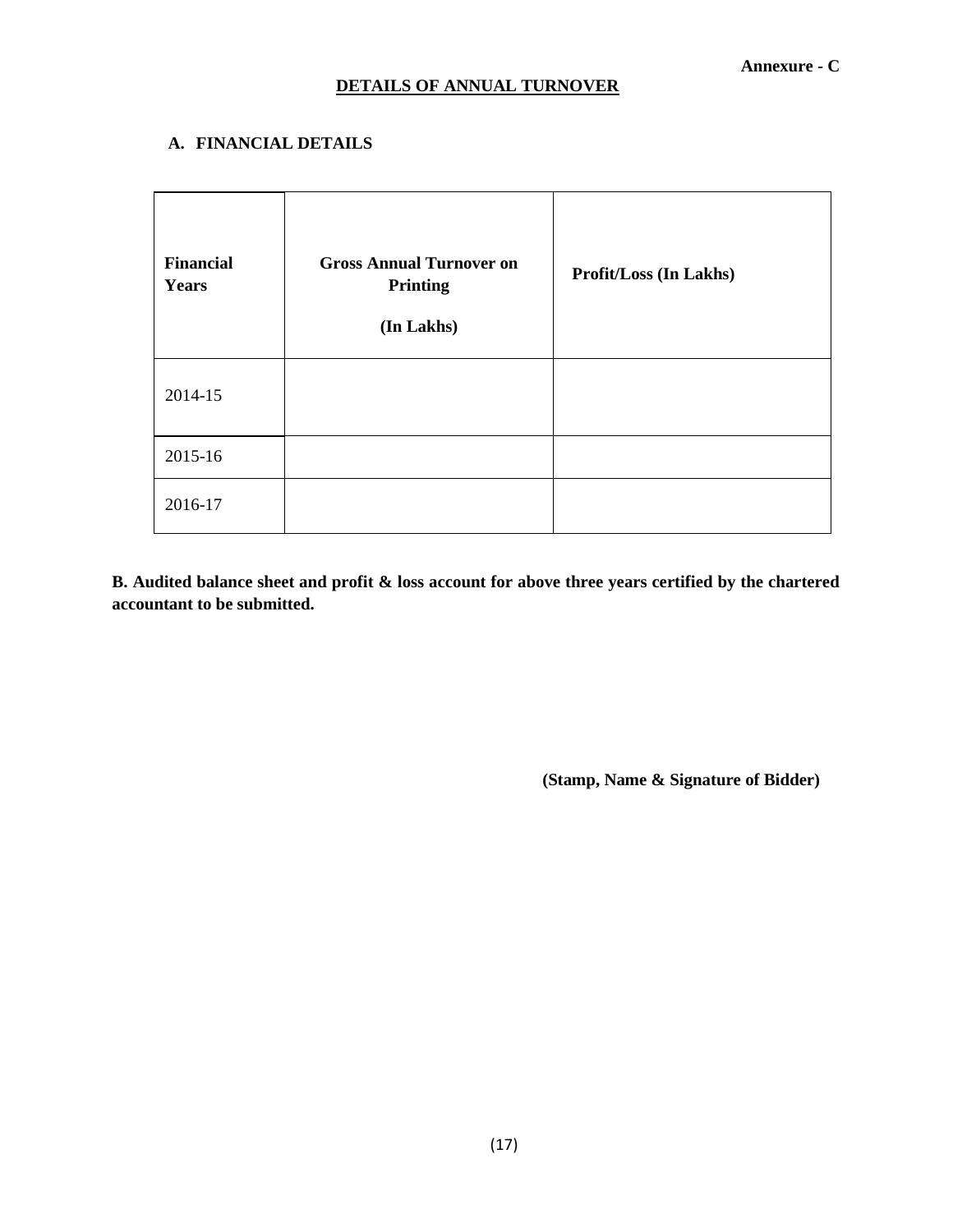**Annexure - C**

## DETAILS OF ANNUAL TURNOVER

### A. FINANCIAL DETAILS

| Financial Years | Gross Annual Turnover on Printing (In Lakhs) | Profit/Loss (In Lakhs) |
|---|---|---|
| 2014-15 | | |
| 2015-16 | | |
| 2016-17 | | |

**B. Audited balance sheet and profit & loss account for above three years certified by the chartered accountant to be submitted.**

**(Stamp, Name & Signature of Bidder)**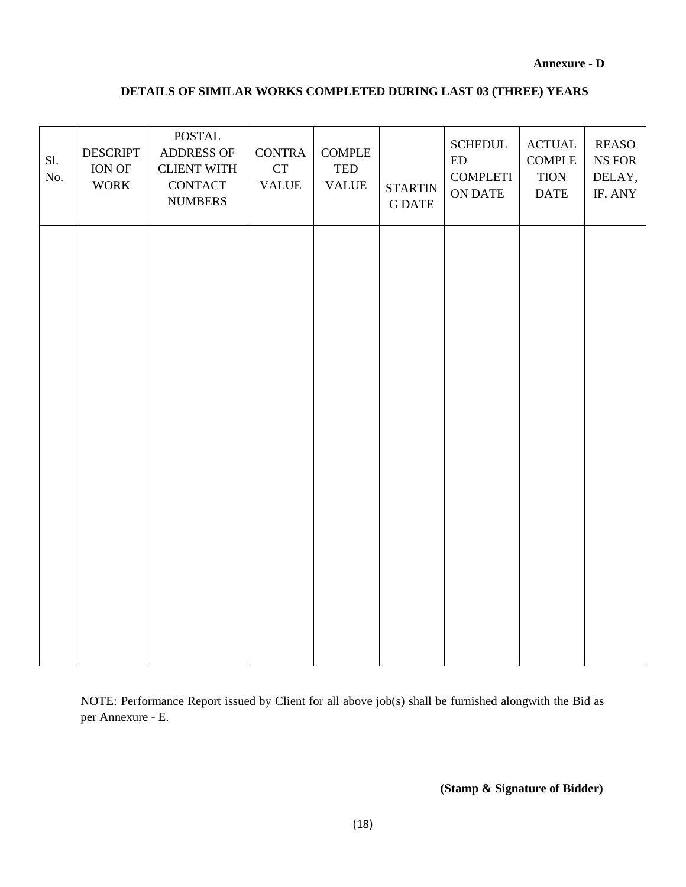**Annexure - D**

## DETAILS OF SIMILAR WORKS COMPLETED DURING LAST 03 (THREE) YEARS

| Sl. No. | DESCRIPTION OF WORK | POSTAL ADDRESS OF CLIENT WITH CONTACT NUMBERS | CONTRACT VALUE | COMPLETED VALUE | STARTING DATE | SCHEDULED COMPLETION DATE | ACTUAL COMPLETION DATE | REASONS FOR DELAY, IF, ANY |
|---|---|---|---|---|---|---|---|---|
| | | | | | | | | |

NOTE: Performance Report issued by Client for all above job(s) shall be furnished alongwith the Bid as per Annexure - E.

**(Stamp & Signature of Bidder)**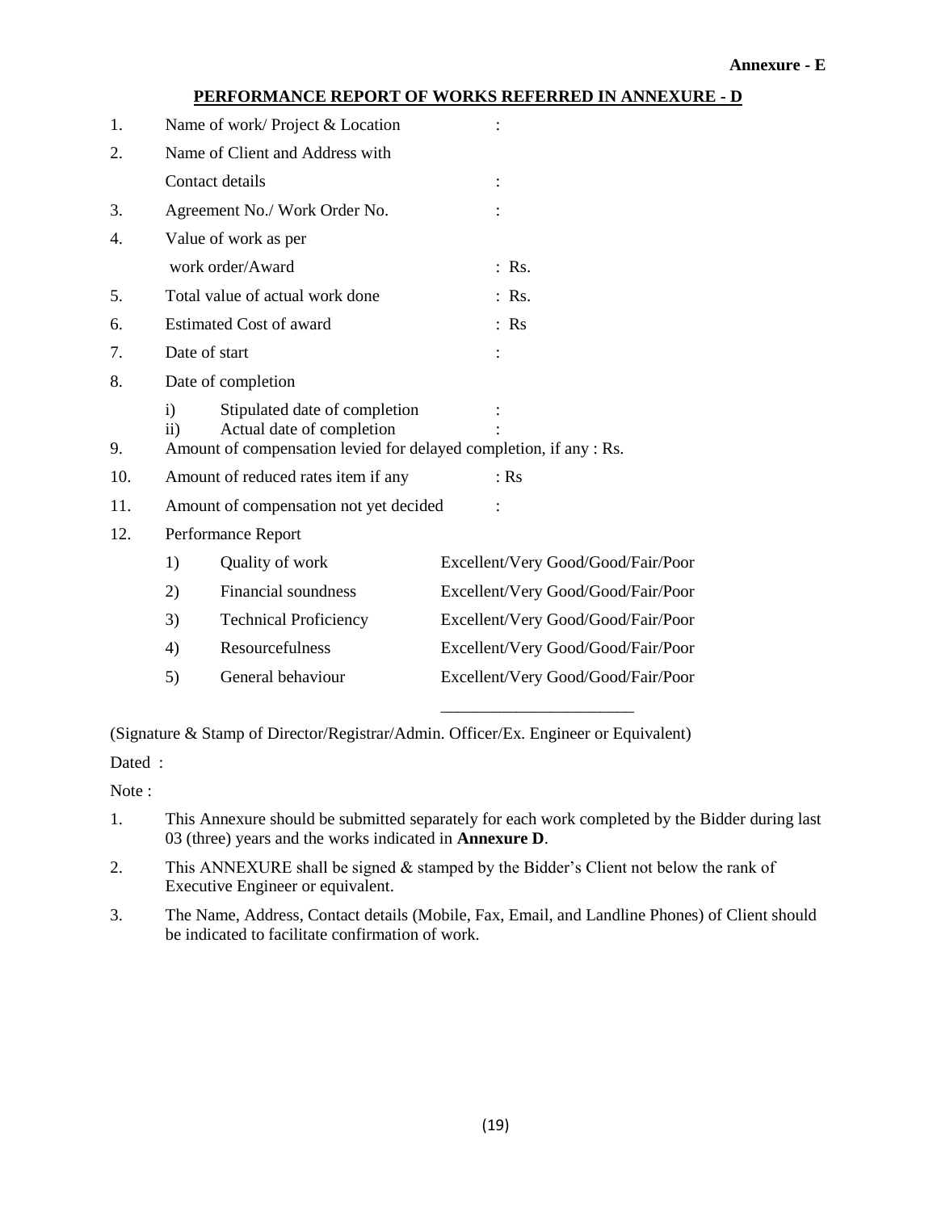**Annexure - E**

## PERFORMANCE REPORT OF WORKS REFERRED IN ANNEXURE - D

1. Name of work/ Project & Location :
2. Name of Client and Address with Contact details :
3. Agreement No./ Work Order No. :
4. Value of work as per work order/Award : Rs.
5. Total value of actual work done : Rs.
6. Estimated Cost of award : Rs
7. Date of start :
8. Date of completion
   - i) Stipulated date of completion :
   - ii) Actual date of completion :
9. Amount of compensation levied for delayed completion, if any : Rs.
10. Amount of reduced rates item if any : Rs
11. Amount of compensation not yet decided :
12. Performance Report
    1) Quality of work — Excellent/Very Good/Good/Fair/Poor
    2) Financial soundness — Excellent/Very Good/Good/Fair/Poor
    3) Technical Proficiency — Excellent/Very Good/Good/Fair/Poor
    4) Resourcefulness — Excellent/Very Good/Good/Fair/Poor
    5) General behaviour — Excellent/Very Good/Good/Fair/Poor

_______________________

(Signature & Stamp of Director/Registrar/Admin. Officer/Ex. Engineer or Equivalent)

Dated :

Note :

1. This Annexure should be submitted separately for each work completed by the Bidder during last 03 (three) years and the works indicated in **Annexure D**.
2. This ANNEXURE shall be signed & stamped by the Bidder's Client not below the rank of Executive Engineer or equivalent.
3. The Name, Address, Contact details (Mobile, Fax, Email, and Landline Phones) of Client should be indicated to facilitate confirmation of work.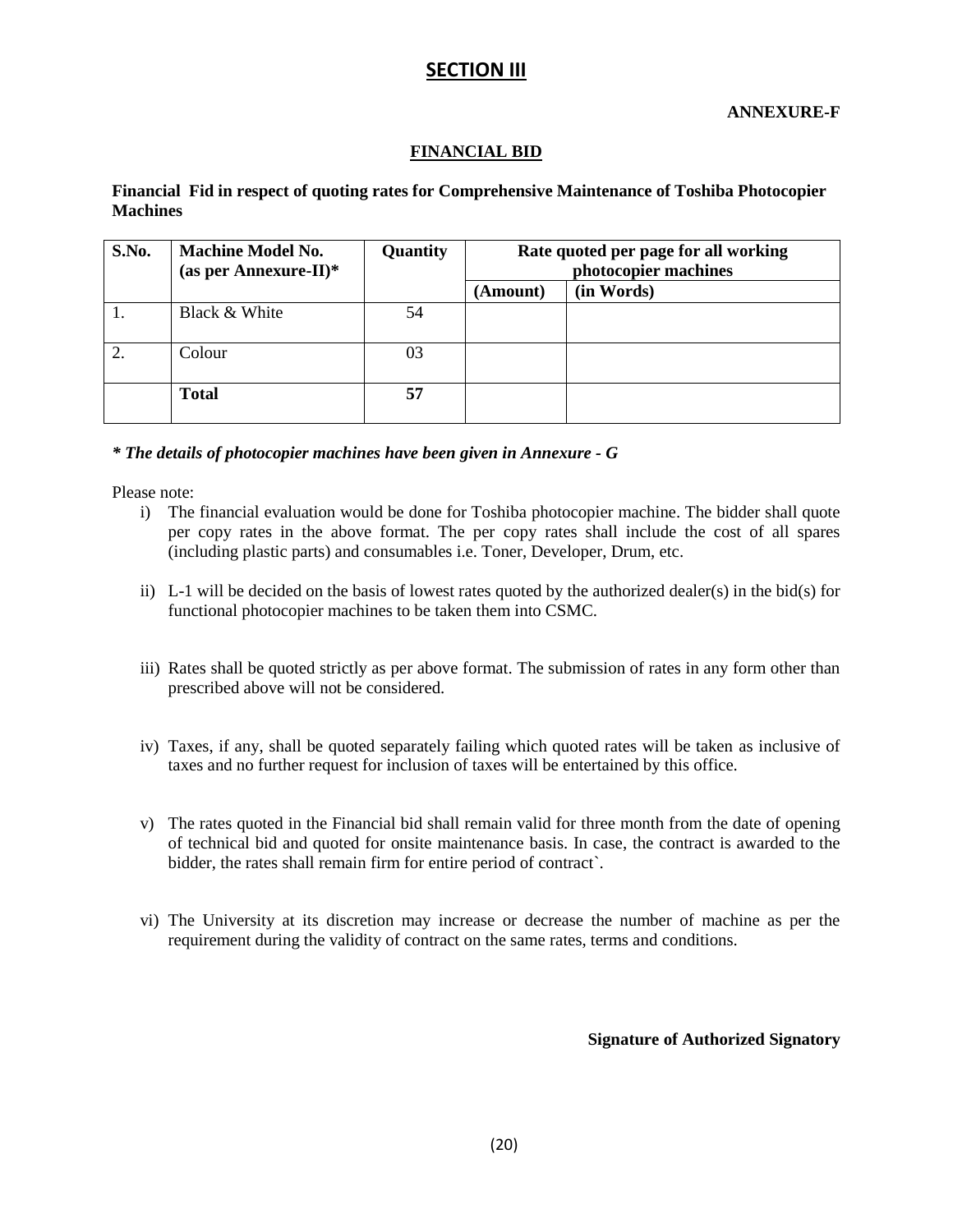# SECTION III

**ANNEXURE-F**

## FINANCIAL BID

**Financial Fid in respect of quoting rates for Comprehensive Maintenance of Toshiba Photocopier Machines**

| S.No. | Machine Model No. (as per Annexure-II)* | Quantity | Rate quoted per page for all working photocopier machines | |
|---|---|---|---|---|
| | | | (Amount) | (in Words) |
| 1. | Black & White | 54 | | |
| 2. | Colour | 03 | | |
| | **Total** | **57** | | |

***\* The details of photocopier machines have been given in Annexure - G***

Please note:

i) The financial evaluation would be done for Toshiba photocopier machine. The bidder shall quote per copy rates in the above format. The per copy rates shall include the cost of all spares (including plastic parts) and consumables i.e. Toner, Developer, Drum, etc.

ii) L-1 will be decided on the basis of lowest rates quoted by the authorized dealer(s) in the bid(s) for functional photocopier machines to be taken them into CSMC.

iii) Rates shall be quoted strictly as per above format. The submission of rates in any form other than prescribed above will not be considered.

iv) Taxes, if any, shall be quoted separately failing which quoted rates will be taken as inclusive of taxes and no further request for inclusion of taxes will be entertained by this office.

v) The rates quoted in the Financial bid shall remain valid for three month from the date of opening of technical bid and quoted for onsite maintenance basis. In case, the contract is awarded to the bidder, the rates shall remain firm for entire period of contract`.

vi) The University at its discretion may increase or decrease the number of machine as per the requirement during the validity of contract on the same rates, terms and conditions.

**Signature of Authorized Signatory**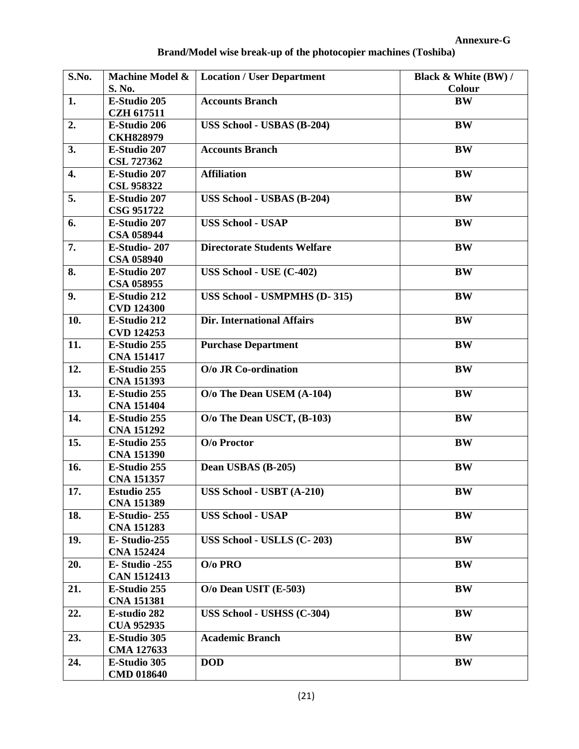**Annexure-G**

**Brand/Model wise break-up of the photocopier machines (Toshiba)**

| S.No. | Machine Model & S. No. | Location / User Department | Black & White (BW) / Colour |
|---|---|---|---|
| 1. | E-Studio 205 CZH 617511 | Accounts Branch | BW |
| 2. | E-Studio 206 CKH828979 | USS School - USBAS (B-204) | BW |
| 3. | E-Studio 207 CSL 727362 | Accounts Branch | BW |
| 4. | E-Studio 207 CSL 958322 | Affiliation | BW |
| 5. | E-Studio 207 CSG 951722 | USS School - USBAS (B-204) | BW |
| 6. | E-Studio 207 CSA 058944 | USS School - USAP | BW |
| 7. | E-Studio- 207 CSA 058940 | Directorate Students Welfare | BW |
| 8. | E-Studio 207 CSA 058955 | USS School - USE (C-402) | BW |
| 9. | E-Studio 212 CVD 124300 | USS School - USMPMHS (D- 315) | BW |
| 10. | E-Studio 212 CVD 124253 | Dir. International Affairs | BW |
| 11. | E-Studio 255 CNA 151417 | Purchase Department | BW |
| 12. | E-Studio 255 CNA 151393 | O/o JR Co-ordination | BW |
| 13. | E-Studio 255 CNA 151404 | O/o The Dean USEM (A-104) | BW |
| 14. | E-Studio 255 CNA 151292 | O/o The Dean USCT, (B-103) | BW |
| 15. | E-Studio 255 CNA 151390 | O/o Proctor | BW |
| 16. | E-Studio 255 CNA 151357 | Dean USBAS (B-205) | BW |
| 17. | Estudio 255 CNA 151389 | USS School - USBT (A-210) | BW |
| 18. | E-Studio- 255 CNA 151283 | USS School - USAP | BW |
| 19. | E- Studio-255 CNA 152424 | USS School - USLLS (C- 203) | BW |
| 20. | E- Studio -255 CAN 1512413 | O/o PRO | BW |
| 21. | E-Studio 255 CNA 151381 | O/o Dean USIT (E-503) | BW |
| 22. | E-studio 282 CUA 952935 | USS School - USHSS (C-304) | BW |
| 23. | E-Studio 305 CMA 127633 | Academic Branch | BW |
| 24. | E-Studio 305 CMD 018640 | DOD | BW |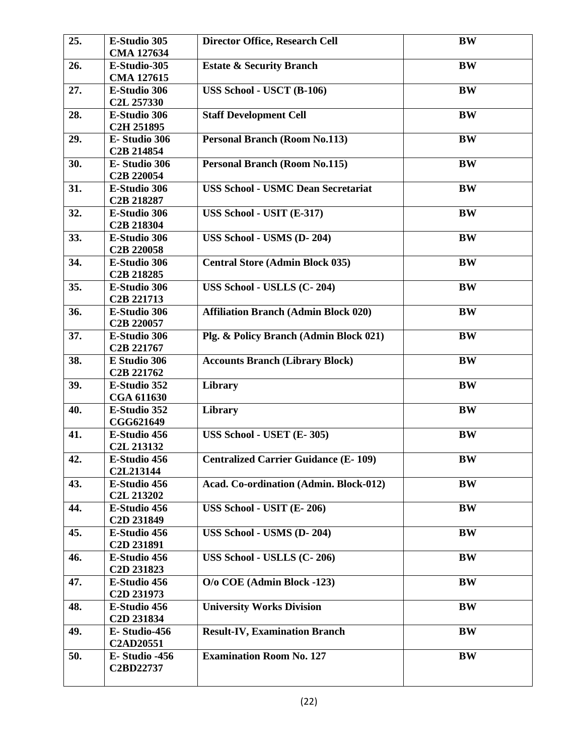| 25. | E-Studio 305 CMA 127634 | Director Office, Research Cell | BW |
|---|---|---|---|
| 26. | E-Studio-305 CMA 127615 | Estate & Security Branch | BW |
| 27. | E-Studio 306 C2L 257330 | USS School - USCT (B-106) | BW |
| 28. | E-Studio 306 C2H 251895 | Staff Development Cell | BW |
| 29. | E- Studio 306 C2B 214854 | Personal Branch (Room No.113) | BW |
| 30. | E- Studio 306 C2B 220054 | Personal Branch (Room No.115) | BW |
| 31. | E-Studio 306 C2B 218287 | USS School - USMC Dean Secretariat | BW |
| 32. | E-Studio 306 C2B 218304 | USS School - USIT (E-317) | BW |
| 33. | E-Studio 306 C2B 220058 | USS School - USMS (D- 204) | BW |
| 34. | E-Studio 306 C2B 218285 | Central Store (Admin Block 035) | BW |
| 35. | E-Studio 306 C2B 221713 | USS School - USLLS (C- 204) | BW |
| 36. | E-Studio 306 C2B 220057 | Affiliation Branch (Admin Block 020) | BW |
| 37. | E-Studio 306 C2B 221767 | Plg. & Policy Branch (Admin Block 021) | BW |
| 38. | E Studio 306 C2B 221762 | Accounts Branch (Library Block) | BW |
| 39. | E-Studio 352 CGA 611630 | Library | BW |
| 40. | E-Studio 352 CGG621649 | Library | BW |
| 41. | E-Studio 456 C2L 213132 | USS School - USET (E- 305) | BW |
| 42. | E-Studio 456 C2L213144 | Centralized Carrier Guidance (E- 109) | BW |
| 43. | E-Studio 456 C2L 213202 | Acad. Co-ordination (Admin. Block-012) | BW |
| 44. | E-Studio 456 C2D 231849 | USS School - USIT (E- 206) | BW |
| 45. | E-Studio 456 C2D 231891 | USS School - USMS (D- 204) | BW |
| 46. | E-Studio 456 C2D 231823 | USS School - USLLS (C- 206) | BW |
| 47. | E-Studio 456 C2D 231973 | O/o COE (Admin Block -123) | BW |
| 48. | E-Studio 456 C2D 231834 | University Works Division | BW |
| 49. | E- Studio-456 C2AD20551 | Result-IV, Examination Branch | BW |
| 50. | E- Studio -456 C2BD22737 | Examination Room No. 127 | BW |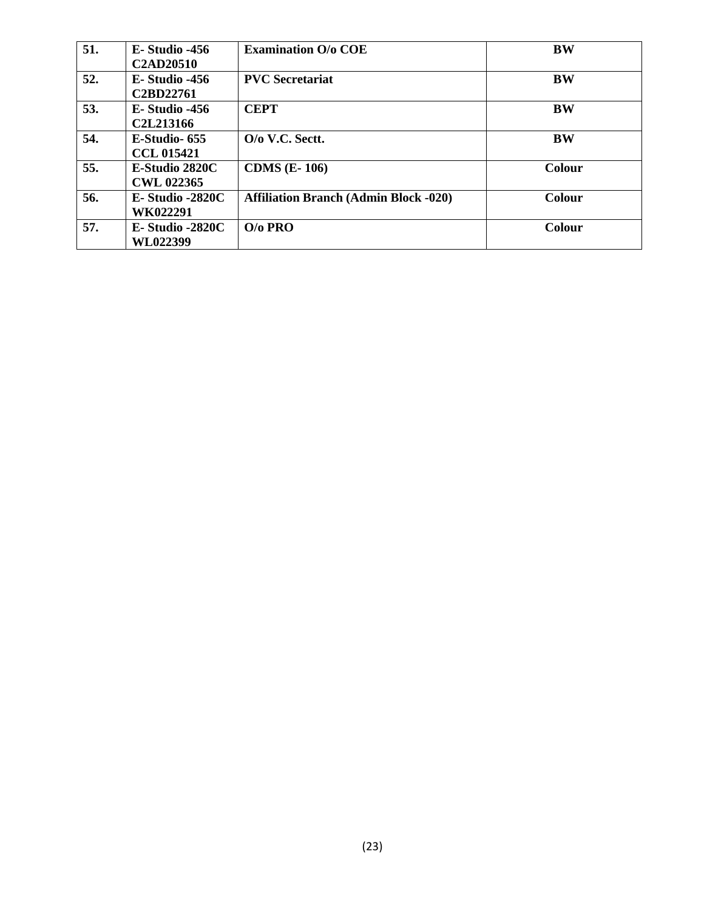| | | | |
|---|---|---|---|
| **51.** | **E- Studio -456 C2AD20510** | **Examination O/o COE** | **BW** |
| **52.** | **E- Studio -456 C2BD22761** | **PVC Secretariat** | **BW** |
| **53.** | **E- Studio -456 C2L213166** | **CEPT** | **BW** |
| **54.** | **E-Studio- 655 CCL 015421** | **O/o V.C. Sectt.** | **BW** |
| **55.** | **E-Studio 2820C CWL 022365** | **CDMS (E- 106)** | **Colour** |
| **56.** | **E- Studio -2820C WK022291** | **Affiliation Branch (Admin Block -020)** | **Colour** |
| **57.** | **E- Studio -2820C WL022399** | **O/o PRO** | **Colour** |